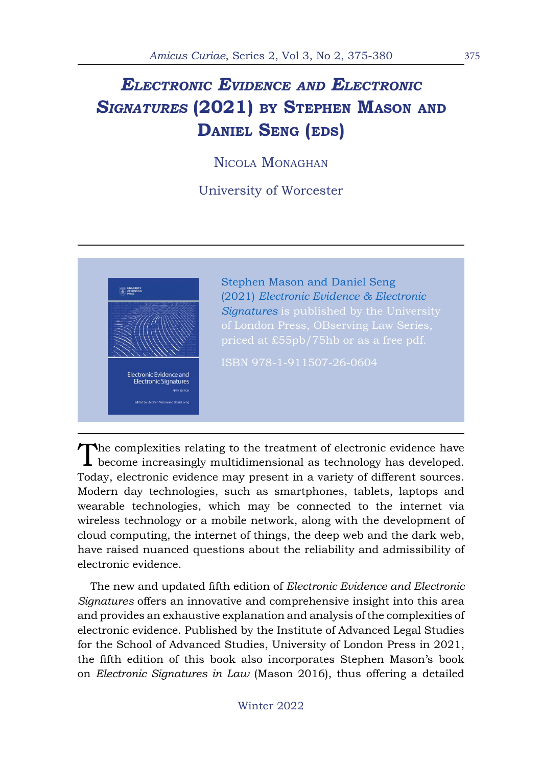# *Electronic Evidence and Electronic Signatures* (2021) by Stephen Mason and Daniel Seng (eds)

Nicola Monaghan

University of Worcester

---

Stephen Mason and Daniel Seng (2021) *Electronic Evidence & Electronic Signatures* is published by the University of London Press, OBserving Law Series, priced at £55pb/75hb or as a free pdf.

ISBN 978-1-911507-26-0604

---

The complexities relating to the treatment of electronic evidence have become increasingly multidimensional as technology has developed. Today, electronic evidence may present in a variety of different sources. Modern day technologies, such as smartphones, tablets, laptops and wearable technologies, which may be connected to the internet via wireless technology or a mobile network, along with the development of cloud computing, the internet of things, the deep web and the dark web, have raised nuanced questions about the reliability and admissibility of electronic evidence.

The new and updated fifth edition of *Electronic Evidence and Electronic Signatures* offers an innovative and comprehensive insight into this area and provides an exhaustive explanation and analysis of the complexities of electronic evidence. Published by the Institute of Advanced Legal Studies for the School of Advanced Studies, University of London Press in 2021, the fifth edition of this book also incorporates Stephen Mason's book on *Electronic Signatures in Law* (Mason 2016), thus offering a detailed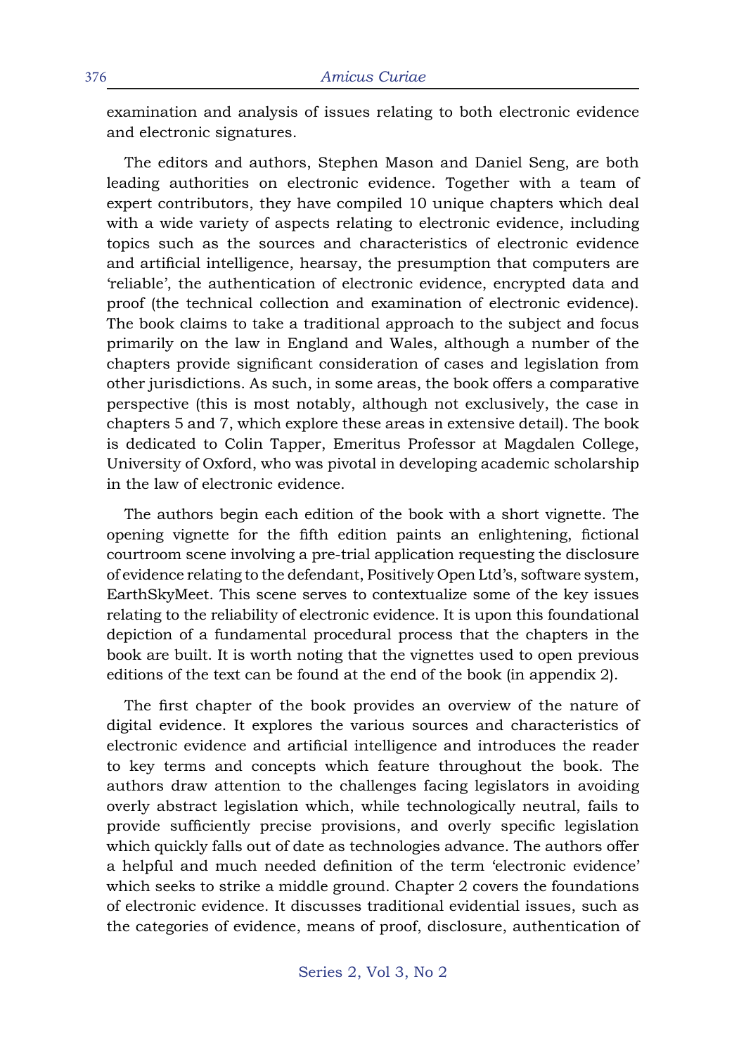examination and analysis of issues relating to both electronic evidence and electronic signatures.

The editors and authors, Stephen Mason and Daniel Seng, are both leading authorities on electronic evidence. Together with a team of expert contributors, they have compiled 10 unique chapters which deal with a wide variety of aspects relating to electronic evidence, including topics such as the sources and characteristics of electronic evidence and artificial intelligence, hearsay, the presumption that computers are 'reliable', the authentication of electronic evidence, encrypted data and proof (the technical collection and examination of electronic evidence). The book claims to take a traditional approach to the subject and focus primarily on the law in England and Wales, although a number of the chapters provide significant consideration of cases and legislation from other jurisdictions. As such, in some areas, the book offers a comparative perspective (this is most notably, although not exclusively, the case in chapters 5 and 7, which explore these areas in extensive detail). The book is dedicated to Colin Tapper, Emeritus Professor at Magdalen College, University of Oxford, who was pivotal in developing academic scholarship in the law of electronic evidence.

The authors begin each edition of the book with a short vignette. The opening vignette for the fifth edition paints an enlightening, fictional courtroom scene involving a pre-trial application requesting the disclosure of evidence relating to the defendant, Positively Open Ltd's, software system, EarthSkyMeet. This scene serves to contextualize some of the key issues relating to the reliability of electronic evidence. It is upon this foundational depiction of a fundamental procedural process that the chapters in the book are built. It is worth noting that the vignettes used to open previous editions of the text can be found at the end of the book (in appendix 2).

The first chapter of the book provides an overview of the nature of digital evidence. It explores the various sources and characteristics of electronic evidence and artificial intelligence and introduces the reader to key terms and concepts which feature throughout the book. The authors draw attention to the challenges facing legislators in avoiding overly abstract legislation which, while technologically neutral, fails to provide sufficiently precise provisions, and overly specific legislation which quickly falls out of date as technologies advance. The authors offer a helpful and much needed definition of the term 'electronic evidence' which seeks to strike a middle ground. Chapter 2 covers the foundations of electronic evidence. It discusses traditional evidential issues, such as the categories of evidence, means of proof, disclosure, authentication of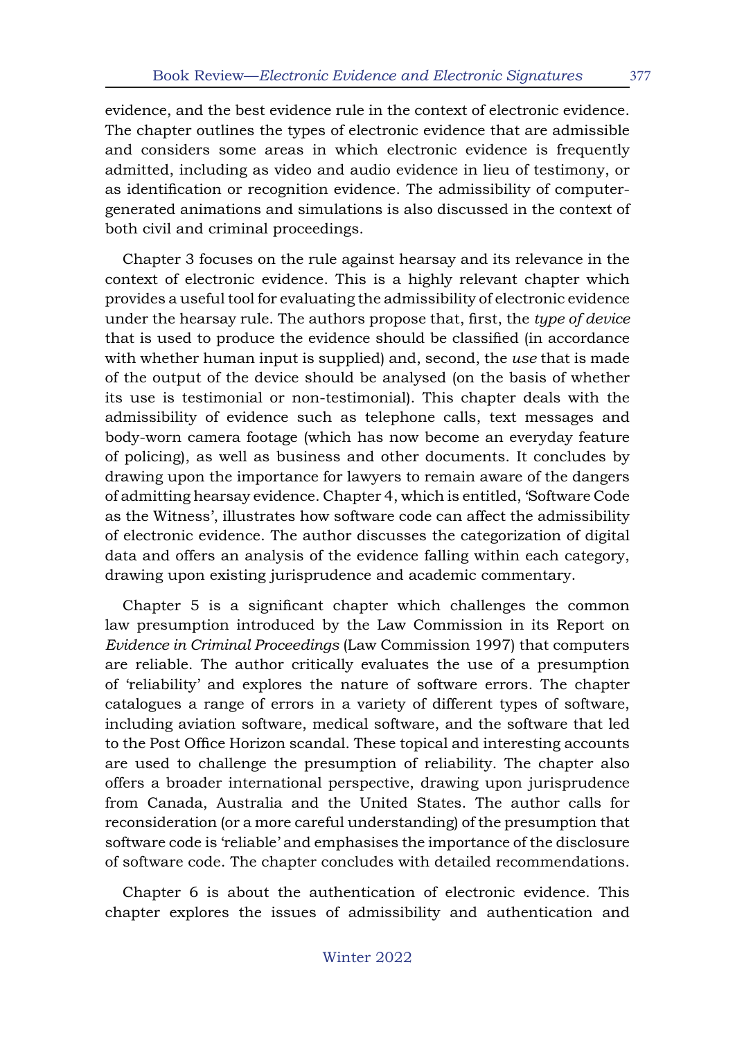evidence, and the best evidence rule in the context of electronic evidence. The chapter outlines the types of electronic evidence that are admissible and considers some areas in which electronic evidence is frequently admitted, including as video and audio evidence in lieu of testimony, or as identification or recognition evidence. The admissibility of computer-generated animations and simulations is also discussed in the context of both civil and criminal proceedings.

Chapter 3 focuses on the rule against hearsay and its relevance in the context of electronic evidence. This is a highly relevant chapter which provides a useful tool for evaluating the admissibility of electronic evidence under the hearsay rule. The authors propose that, first, the *type of device* that is used to produce the evidence should be classified (in accordance with whether human input is supplied) and, second, the *use* that is made of the output of the device should be analysed (on the basis of whether its use is testimonial or non-testimonial). This chapter deals with the admissibility of evidence such as telephone calls, text messages and body-worn camera footage (which has now become an everyday feature of policing), as well as business and other documents. It concludes by drawing upon the importance for lawyers to remain aware of the dangers of admitting hearsay evidence. Chapter 4, which is entitled, 'Software Code as the Witness', illustrates how software code can affect the admissibility of electronic evidence. The author discusses the categorization of digital data and offers an analysis of the evidence falling within each category, drawing upon existing jurisprudence and academic commentary.

Chapter 5 is a significant chapter which challenges the common law presumption introduced by the Law Commission in its Report on *Evidence in Criminal Proceedings* (Law Commission 1997) that computers are reliable. The author critically evaluates the use of a presumption of 'reliability' and explores the nature of software errors. The chapter catalogues a range of errors in a variety of different types of software, including aviation software, medical software, and the software that led to the Post Office Horizon scandal. These topical and interesting accounts are used to challenge the presumption of reliability. The chapter also offers a broader international perspective, drawing upon jurisprudence from Canada, Australia and the United States. The author calls for reconsideration (or a more careful understanding) of the presumption that software code is 'reliable' and emphasises the importance of the disclosure of software code. The chapter concludes with detailed recommendations.

Chapter 6 is about the authentication of electronic evidence. This chapter explores the issues of admissibility and authentication and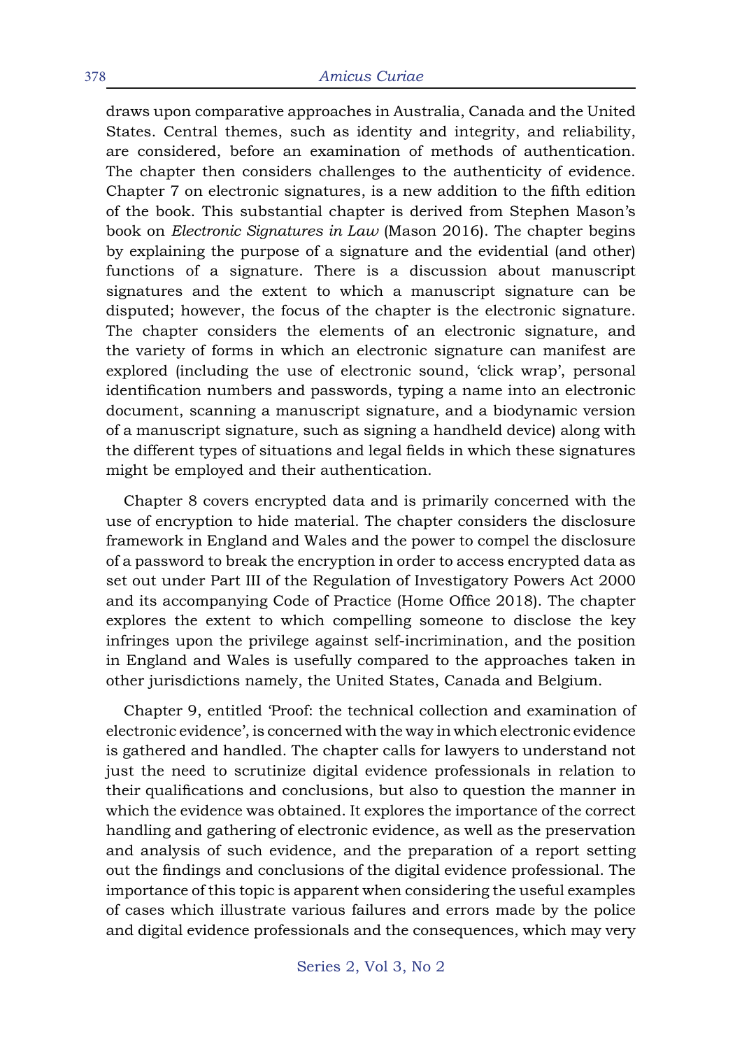draws upon comparative approaches in Australia, Canada and the United States. Central themes, such as identity and integrity, and reliability, are considered, before an examination of methods of authentication. The chapter then considers challenges to the authenticity of evidence. Chapter 7 on electronic signatures, is a new addition to the fifth edition of the book. This substantial chapter is derived from Stephen Mason's book on *Electronic Signatures in Law* (Mason 2016). The chapter begins by explaining the purpose of a signature and the evidential (and other) functions of a signature. There is a discussion about manuscript signatures and the extent to which a manuscript signature can be disputed; however, the focus of the chapter is the electronic signature. The chapter considers the elements of an electronic signature, and the variety of forms in which an electronic signature can manifest are explored (including the use of electronic sound, 'click wrap', personal identification numbers and passwords, typing a name into an electronic document, scanning a manuscript signature, and a biodynamic version of a manuscript signature, such as signing a handheld device) along with the different types of situations and legal fields in which these signatures might be employed and their authentication.

Chapter 8 covers encrypted data and is primarily concerned with the use of encryption to hide material. The chapter considers the disclosure framework in England and Wales and the power to compel the disclosure of a password to break the encryption in order to access encrypted data as set out under Part III of the Regulation of Investigatory Powers Act 2000 and its accompanying Code of Practice (Home Office 2018). The chapter explores the extent to which compelling someone to disclose the key infringes upon the privilege against self-incrimination, and the position in England and Wales is usefully compared to the approaches taken in other jurisdictions namely, the United States, Canada and Belgium.

Chapter 9, entitled 'Proof: the technical collection and examination of electronic evidence', is concerned with the way in which electronic evidence is gathered and handled. The chapter calls for lawyers to understand not just the need to scrutinize digital evidence professionals in relation to their qualifications and conclusions, but also to question the manner in which the evidence was obtained. It explores the importance of the correct handling and gathering of electronic evidence, as well as the preservation and analysis of such evidence, and the preparation of a report setting out the findings and conclusions of the digital evidence professional. The importance of this topic is apparent when considering the useful examples of cases which illustrate various failures and errors made by the police and digital evidence professionals and the consequences, which may very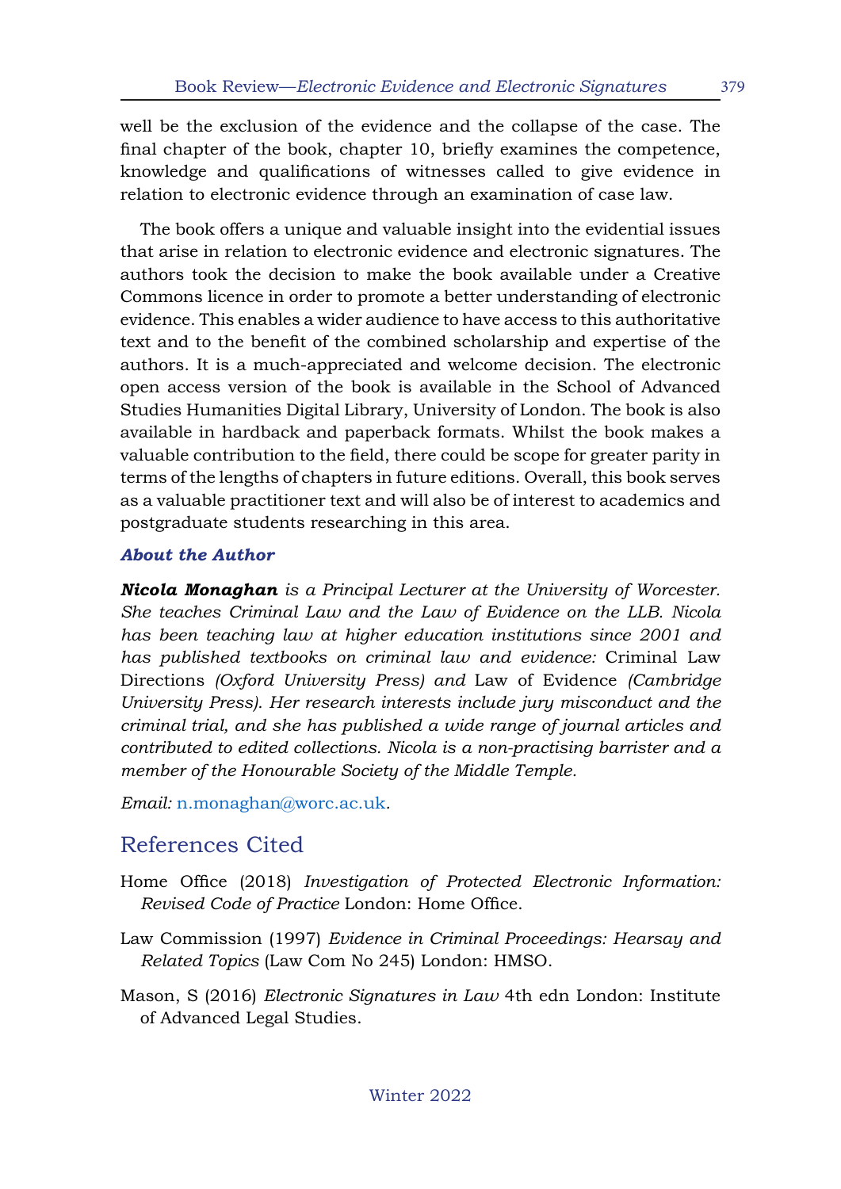well be the exclusion of the evidence and the collapse of the case. The final chapter of the book, chapter 10, briefly examines the competence, knowledge and qualifications of witnesses called to give evidence in relation to electronic evidence through an examination of case law.

The book offers a unique and valuable insight into the evidential issues that arise in relation to electronic evidence and electronic signatures. The authors took the decision to make the book available under a Creative Commons licence in order to promote a better understanding of electronic evidence. This enables a wider audience to have access to this authoritative text and to the benefit of the combined scholarship and expertise of the authors. It is a much-appreciated and welcome decision. The electronic open access version of the book is available in the School of Advanced Studies Humanities Digital Library, University of London. The book is also available in hardback and paperback formats. Whilst the book makes a valuable contribution to the field, there could be scope for greater parity in terms of the lengths of chapters in future editions. Overall, this book serves as a valuable practitioner text and will also be of interest to academics and postgraduate students researching in this area.

### *About the Author*

***Nicola Monaghan*** *is a Principal Lecturer at the University of Worcester. She teaches Criminal Law and the Law of Evidence on the LLB. Nicola has been teaching law at higher education institutions since 2001 and has published textbooks on criminal law and evidence:* Criminal Law Directions *(Oxford University Press) and* Law of Evidence *(Cambridge University Press). Her research interests include jury misconduct and the criminal trial, and she has published a wide range of journal articles and contributed to edited collections. Nicola is a non-practising barrister and a member of the Honourable Society of the Middle Temple.*

*Email:* n.monaghan@worc.ac.uk.

## References Cited

Home Office (2018) *Investigation of Protected Electronic Information: Revised Code of Practice* London: Home Office.

Law Commission (1997) *Evidence in Criminal Proceedings: Hearsay and Related Topics* (Law Com No 245) London: HMSO.

Mason, S (2016) *Electronic Signatures in Law* 4th edn London: Institute of Advanced Legal Studies.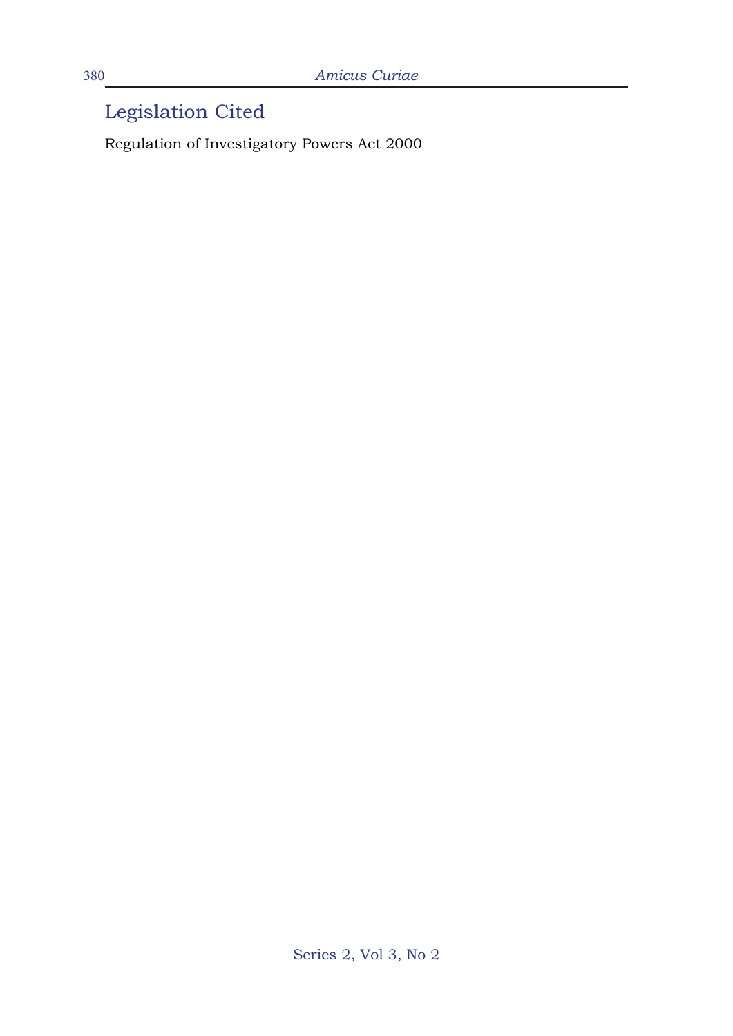## Legislation Cited

Regulation of Investigatory Powers Act 2000